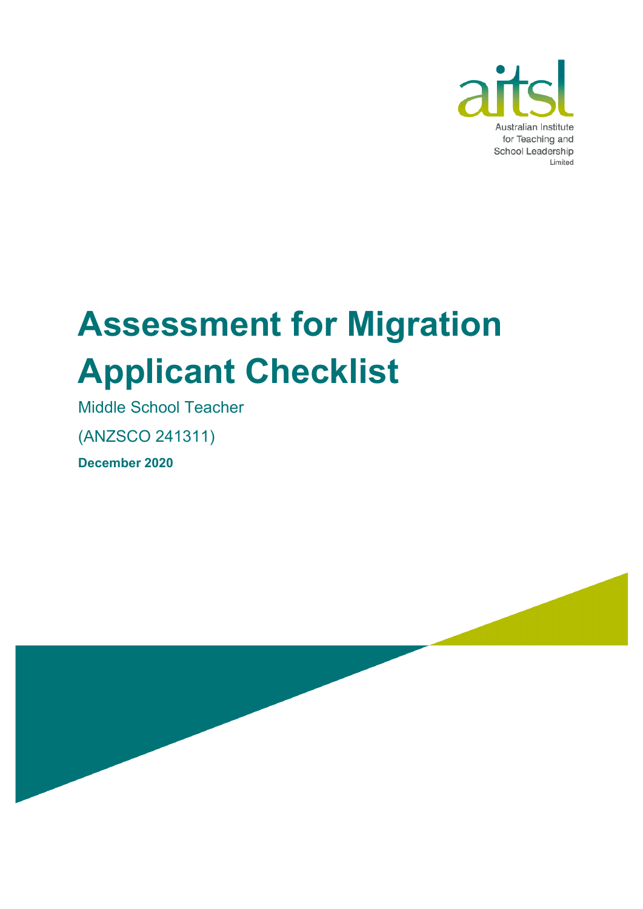aitsl

Australian Institute for Teaching and School Leadership Limited

# Assessment for Migration Applicant Checklist

Middle School Teacher

(ANZSCO 241311)

**December 2020**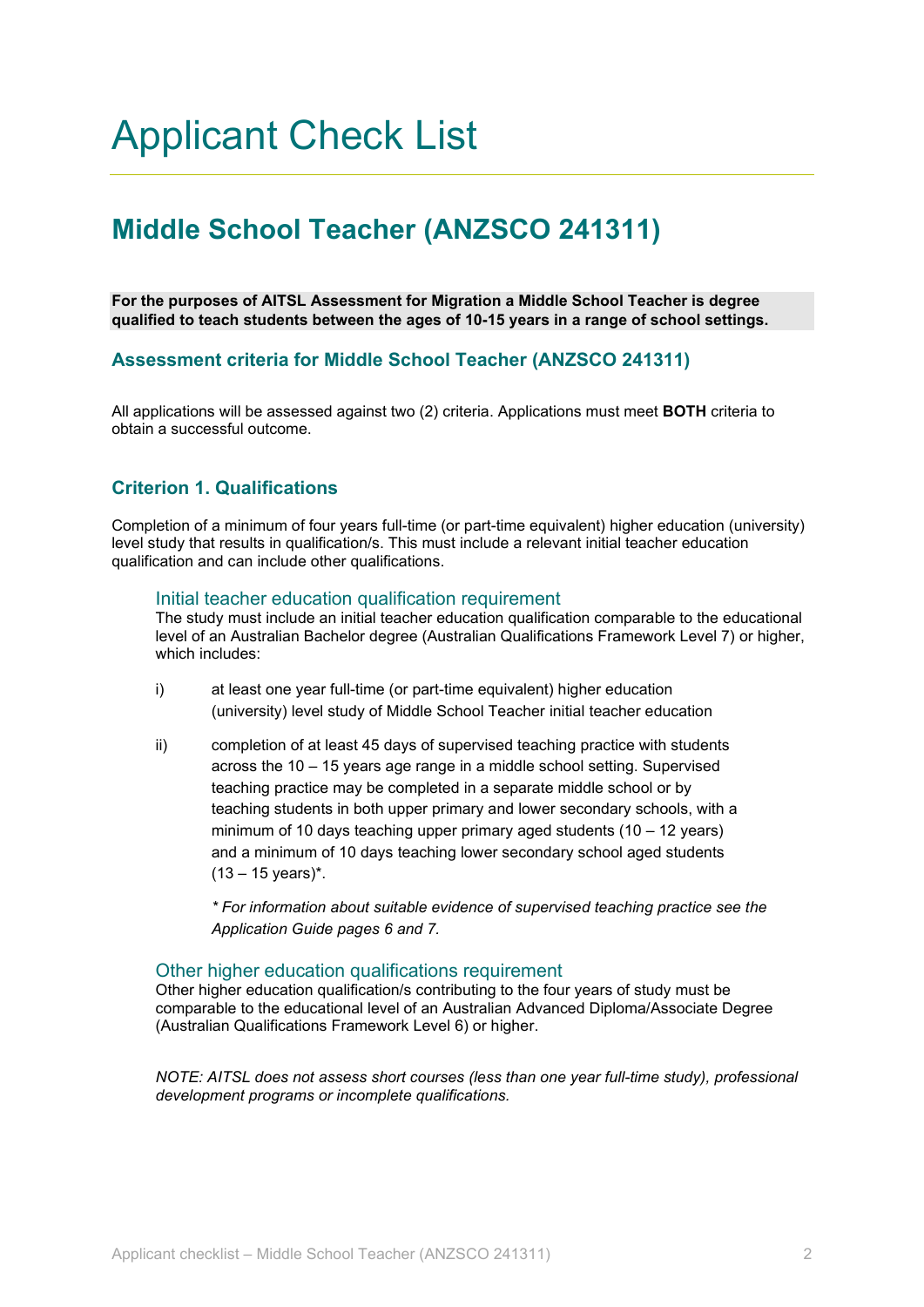# Applicant Check List

## Middle School Teacher (ANZSCO 241311)

**For the purposes of AITSL Assessment for Migration a Middle School Teacher is degree qualified to teach students between the ages of 10-15 years in a range of school settings.**

### Assessment criteria for Middle School Teacher (ANZSCO 241311)

All applications will be assessed against two (2) criteria. Applications must meet **BOTH** criteria to obtain a successful outcome.

### Criterion 1. Qualifications

Completion of a minimum of four years full-time (or part-time equivalent) higher education (university) level study that results in qualification/s. This must include a relevant initial teacher education qualification and can include other qualifications.

#### Initial teacher education qualification requirement

The study must include an initial teacher education qualification comparable to the educational level of an Australian Bachelor degree (Australian Qualifications Framework Level 7) or higher, which includes:

i) at least one year full-time (or part-time equivalent) higher education (university) level study of Middle School Teacher initial teacher education

ii) completion of at least 45 days of supervised teaching practice with students across the 10 – 15 years age range in a middle school setting. Supervised teaching practice may be completed in a separate middle school or by teaching students in both upper primary and lower secondary schools, with a minimum of 10 days teaching upper primary aged students (10 – 12 years) and a minimum of 10 days teaching lower secondary school aged students (13 – 15 years)*.

*\* For information about suitable evidence of supervised teaching practice see the Application Guide pages 6 and 7.*

#### Other higher education qualifications requirement

Other higher education qualification/s contributing to the four years of study must be comparable to the educational level of an Australian Advanced Diploma/Associate Degree (Australian Qualifications Framework Level 6) or higher.

*NOTE: AITSL does not assess short courses (less than one year full-time study), professional development programs or incomplete qualifications.*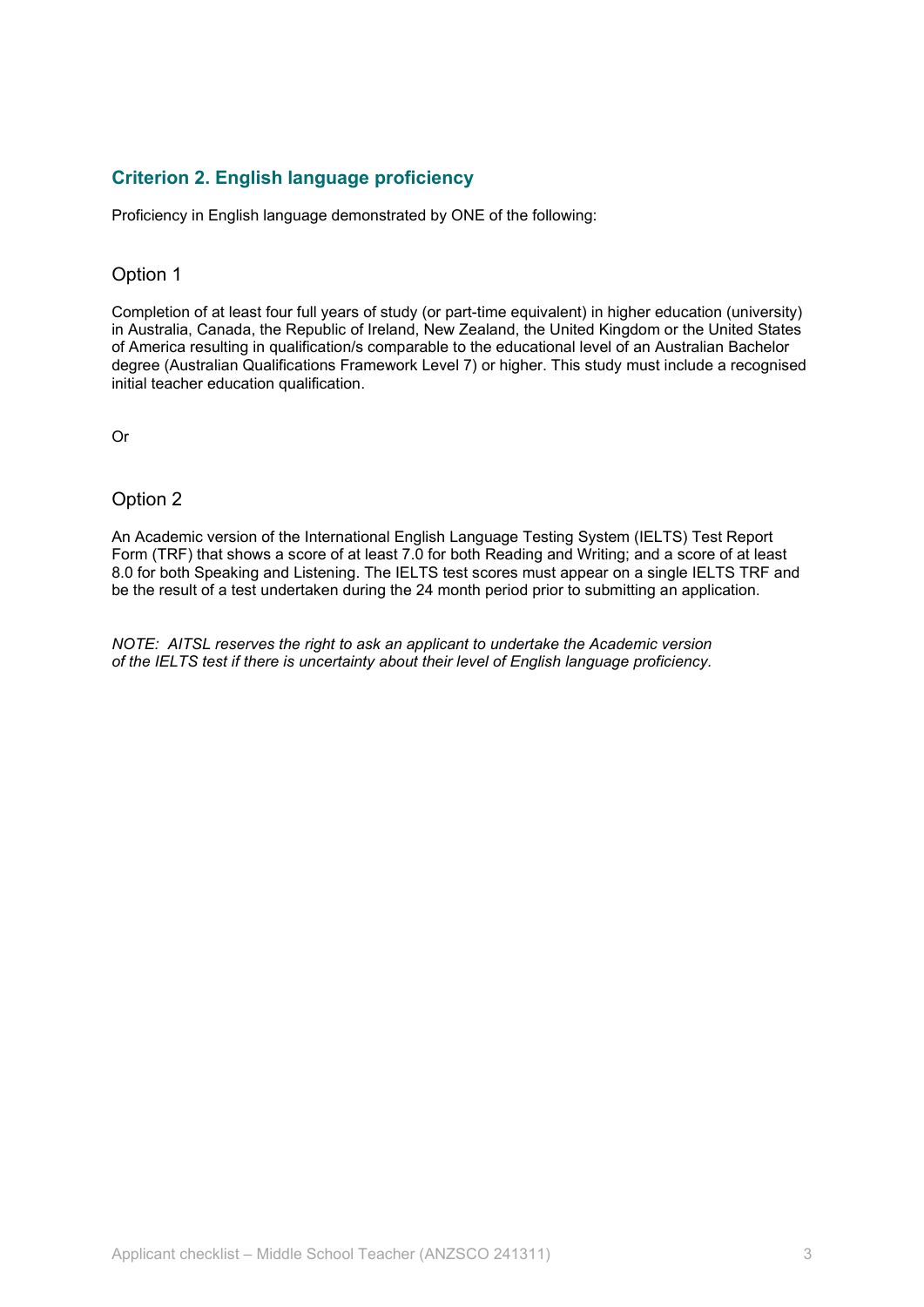## Criterion 2. English language proficiency

Proficiency in English language demonstrated by ONE of the following:

### Option 1

Completion of at least four full years of study (or part-time equivalent) in higher education (university) in Australia, Canada, the Republic of Ireland, New Zealand, the United Kingdom or the United States of America resulting in qualification/s comparable to the educational level of an Australian Bachelor degree (Australian Qualifications Framework Level 7) or higher. This study must include a recognised initial teacher education qualification.

Or

### Option 2

An Academic version of the International English Language Testing System (IELTS) Test Report Form (TRF) that shows a score of at least 7.0 for both Reading and Writing; and a score of at least 8.0 for both Speaking and Listening. The IELTS test scores must appear on a single IELTS TRF and be the result of a test undertaken during the 24 month period prior to submitting an application.

*NOTE: AITSL reserves the right to ask an applicant to undertake the Academic version of the IELTS test if there is uncertainty about their level of English language proficiency.*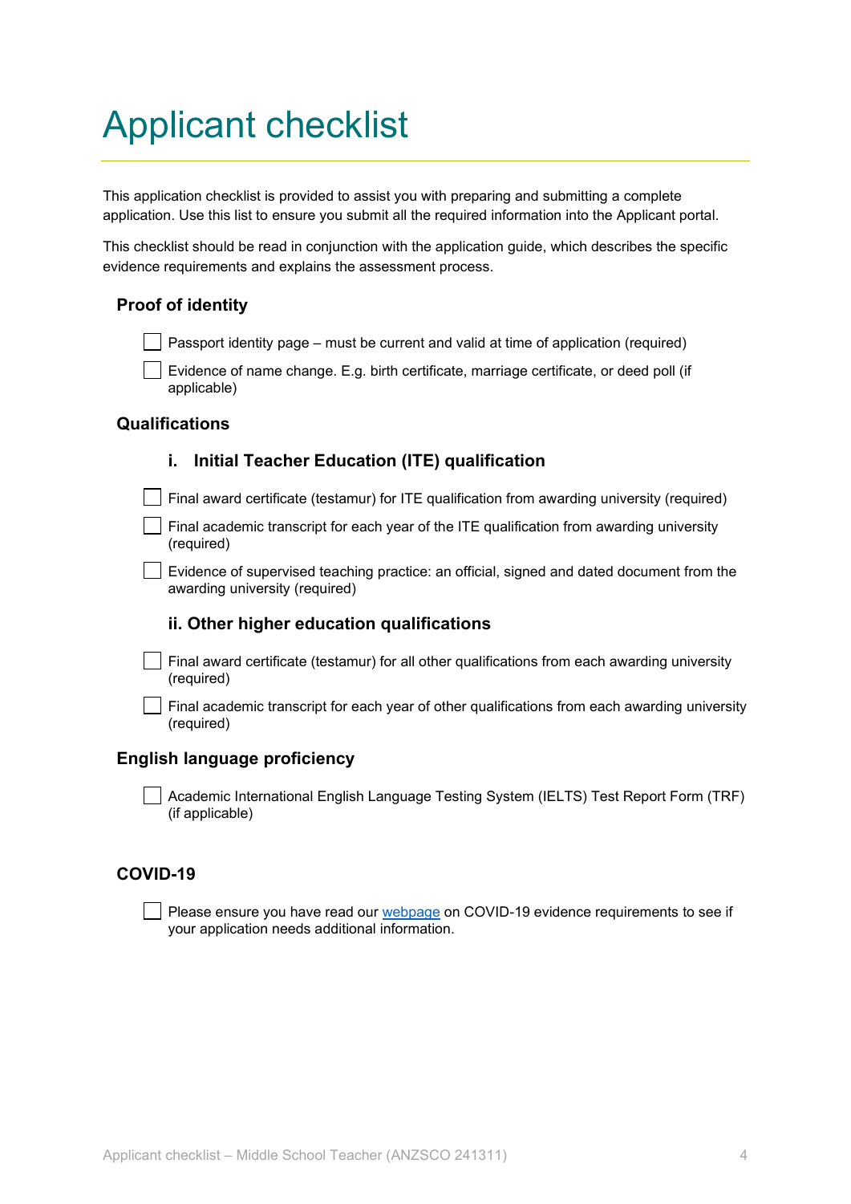# Applicant checklist

This application checklist is provided to assist you with preparing and submitting a complete application. Use this list to ensure you submit all the required information into the Applicant portal.

This checklist should be read in conjunction with the application guide, which describes the specific evidence requirements and explains the assessment process.

## Proof of identity

- [ ] Passport identity page – must be current and valid at time of application (required)
- [ ] Evidence of name change. E.g. birth certificate, marriage certificate, or deed poll (if applicable)

## Qualifications

### i. Initial Teacher Education (ITE) qualification

- [ ] Final award certificate (testamur) for ITE qualification from awarding university (required)
- [ ] Final academic transcript for each year of the ITE qualification from awarding university (required)
- [ ] Evidence of supervised teaching practice: an official, signed and dated document from the awarding university (required)

### ii. Other higher education qualifications

- [ ] Final award certificate (testamur) for all other qualifications from each awarding university (required)
- [ ] Final academic transcript for each year of other qualifications from each awarding university (required)

## English language proficiency

- [ ] Academic International English Language Testing System (IELTS) Test Report Form (TRF) (if applicable)

## COVID-19

- [ ] Please ensure you have read our webpage on COVID-19 evidence requirements to see if your application needs additional information.